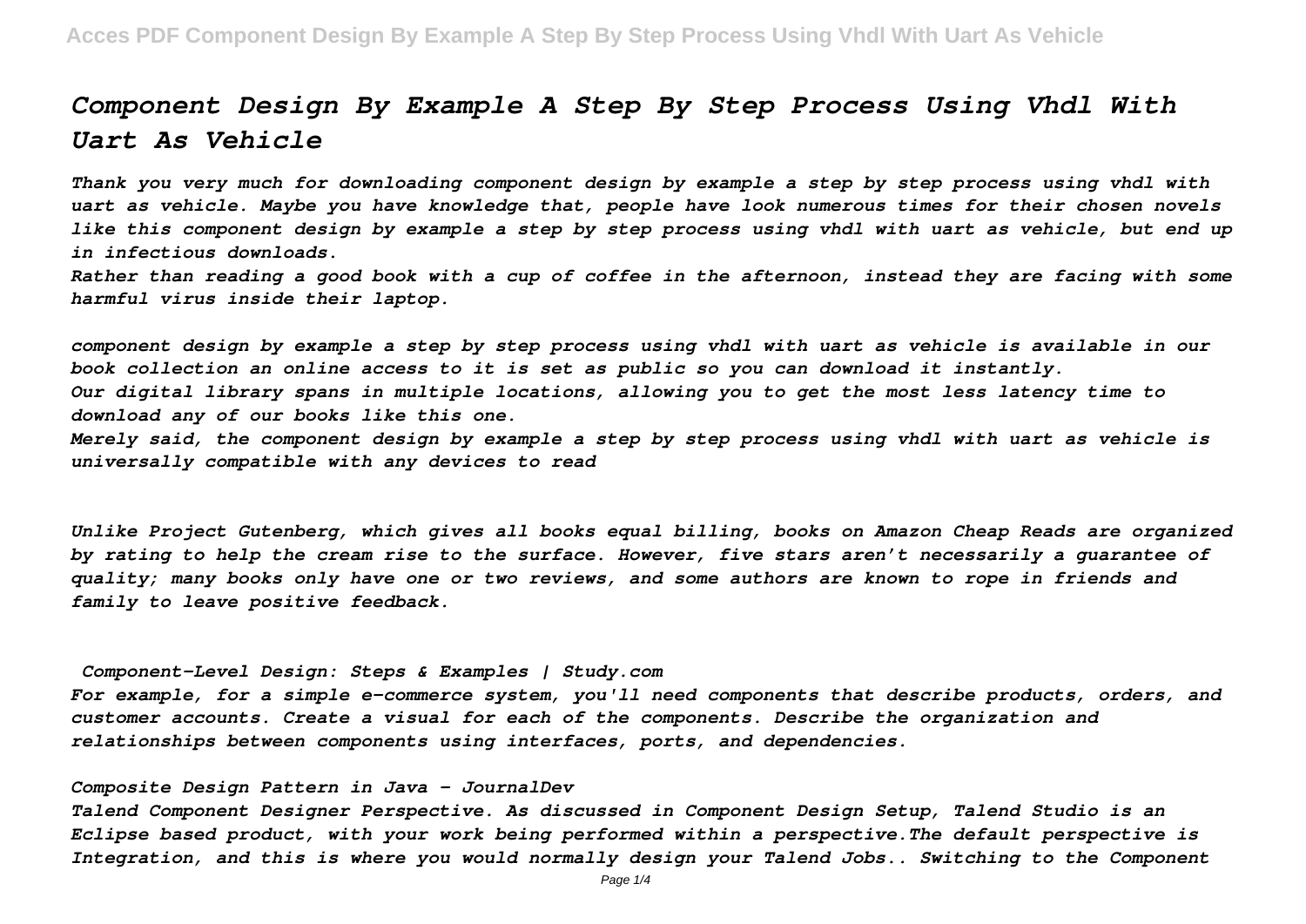# Component Design By Example A Step By Step Process Using Vhdl With Uart As Vehicle

*Thank you very much for downloading component design by example a step by step process using vhdl with uart as vehicle. Maybe you have knowledge that, people have look numerous times for their chosen novels like this component design by example a step by step process using vhdl with uart as vehicle, but end up in infectious downloads.*

*Rather than reading a good book with a cup of coffee in the afternoon, instead they are facing with some harmful virus inside their laptop.*

*component design by example a step by step process using vhdl with uart as vehicle is available in our book collection an online access to it is set as public so you can download it instantly.*

*Our digital library spans in multiple locations, allowing you to get the most less latency time to download any of our books like this one.*

*Merely said, the component design by example a step by step process using vhdl with uart as vehicle is universally compatible with any devices to read*

*Unlike Project Gutenberg, which gives all books equal billing, books on Amazon Cheap Reads are organized by rating to help the cream rise to the surface. However, five stars aren't necessarily a guarantee of quality; many books only have one or two reviews, and some authors are known to rope in friends and family to leave positive feedback.*

### *Component-Level Design: Steps & Examples | Study.com*

*For example, for a simple e-commerce system, you'll need components that describe products, orders, and customer accounts. Create a visual for each of the components. Describe the organization and relationships between components using interfaces, ports, and dependencies.*

### *Composite Design Pattern in Java - JournalDev*

*Talend Component Designer Perspective. As discussed in Component Design Setup, Talend Studio is an Eclipse based product, with your work being performed within a perspective.The default perspective is Integration, and this is where you would normally design your Talend Jobs.. Switching to the Component*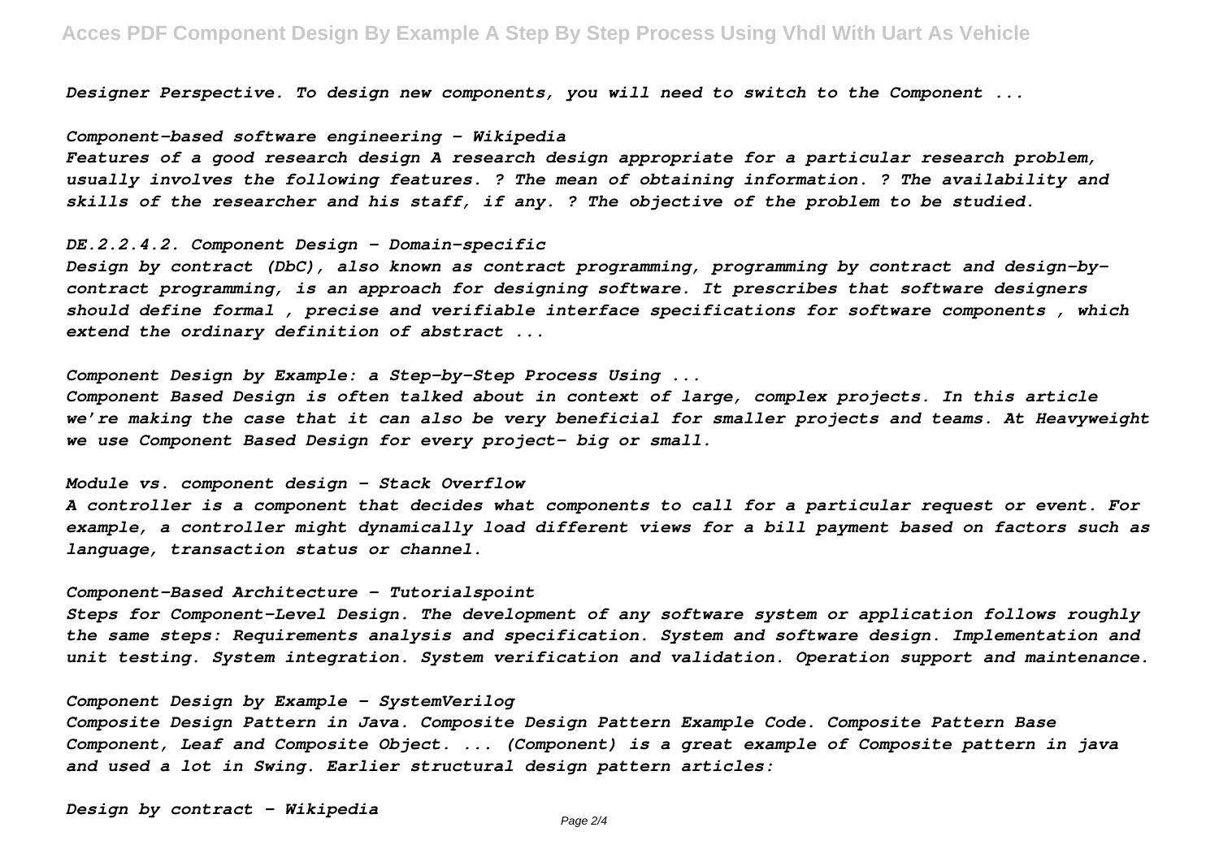*Designer Perspective. To design new components, you will need to switch to the Component ...*

*Component-based software engineering - Wikipedia*

*Features of a good research design A research design appropriate for a particular research problem, usually involves the following features. ? The mean of obtaining information. ? The availability and skills of the researcher and his staff, if any. ? The objective of the problem to be studied.*

*DE.2.2.4.2. Component Design - Domain-specific*

*Design by contract (DbC), also known as contract programming, programming by contract and design-by-contract programming, is an approach for designing software. It prescribes that software designers should define formal , precise and verifiable interface specifications for software components , which extend the ordinary definition of abstract ...*

*Component Design by Example: a Step-by-Step Process Using ...*

*Component Based Design is often talked about in context of large, complex projects. In this article we're making the case that it can also be very beneficial for smaller projects and teams. At Heavyweight we use Component Based Design for every project– big or small.*

*Module vs. component design - Stack Overflow*

*A controller is a component that decides what components to call for a particular request or event. For example, a controller might dynamically load different views for a bill payment based on factors such as language, transaction status or channel.*

*Component-Based Architecture - Tutorialspoint*

*Steps for Component-Level Design. The development of any software system or application follows roughly the same steps: Requirements analysis and specification. System and software design. Implementation and unit testing. System integration. System verification and validation. Operation support and maintenance.*

*Component Design by Example - SystemVerilog*

*Composite Design Pattern in Java. Composite Design Pattern Example Code. Composite Pattern Base Component, Leaf and Composite Object. ... (Component) is a great example of Composite pattern in java and used a lot in Swing. Earlier structural design pattern articles:*

*Design by contract - Wikipedia*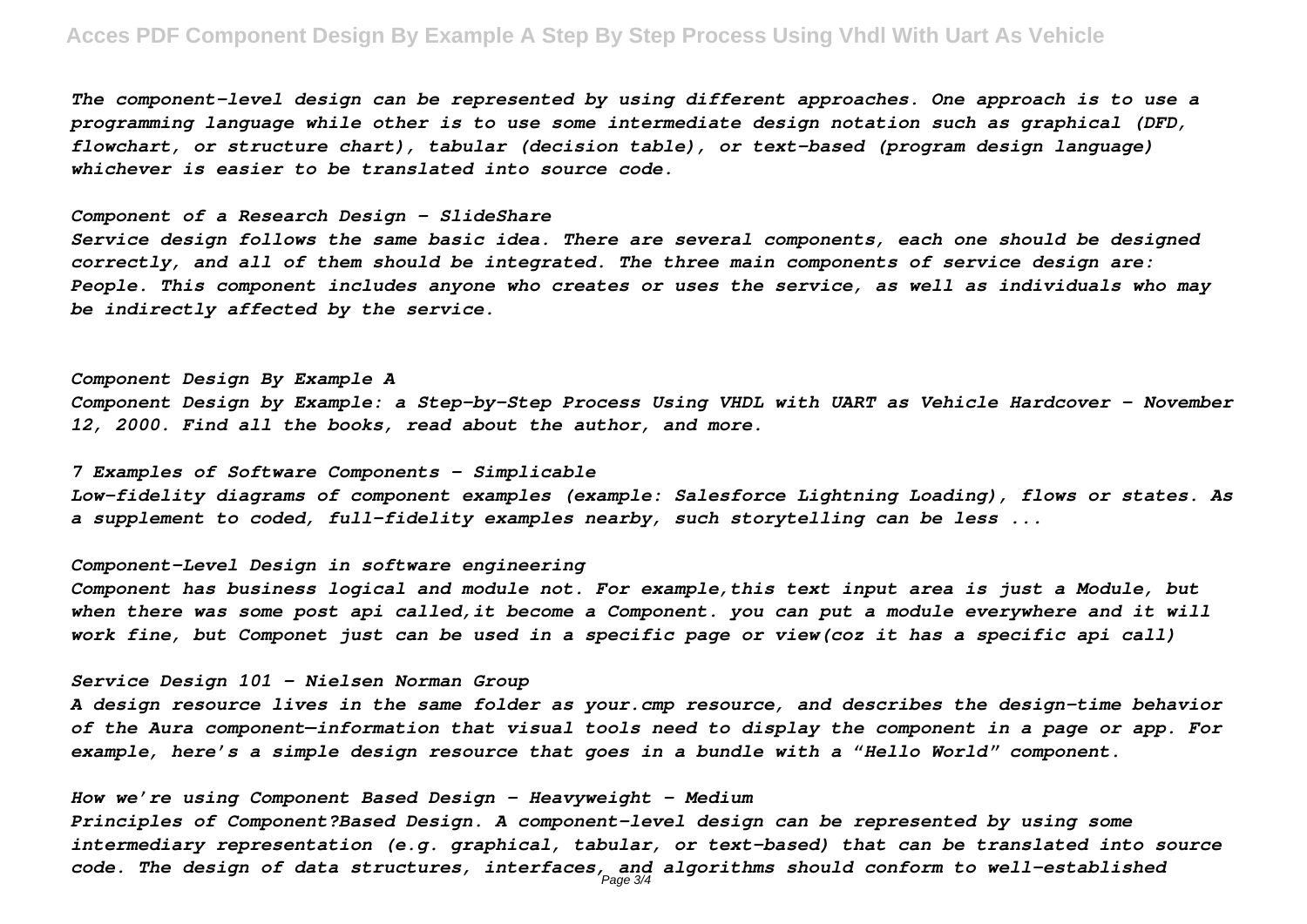*The component-level design can be represented by using different approaches. One approach is to use a programming language while other is to use some intermediate design notation such as graphical (DFD, flowchart, or structure chart), tabular (decision table), or text-based (program design language) whichever is easier to be translated into source code.*

*Component of a Research Design - SlideShare*

*Service design follows the same basic idea. There are several components, each one should be designed correctly, and all of them should be integrated. The three main components of service design are: People. This component includes anyone who creates or uses the service, as well as individuals who may be indirectly affected by the service.*

*Component Design By Example A*

*Component Design by Example: a Step-by-Step Process Using VHDL with UART as Vehicle Hardcover – November 12, 2000. Find all the books, read about the author, and more.*

*7 Examples of Software Components - Simplicable*

*Low-fidelity diagrams of component examples (example: Salesforce Lightning Loading), flows or states. As a supplement to coded, full-fidelity examples nearby, such storytelling can be less ...*

*Component-Level Design in software engineering*

*Component has business logical and module not. For example,this text input area is just a Module, but when there was some post api called,it become a Component. you can put a module everywhere and it will work fine, but Componet just can be used in a specific page or view(coz it has a specific api call)*

*Service Design 101 - Nielsen Norman Group*

*A design resource lives in the same folder as your.cmp resource, and describes the design-time behavior of the Aura component—information that visual tools need to display the component in a page or app. For example, here's a simple design resource that goes in a bundle with a "Hello World" component.*

*How we're using Component Based Design - Heavyweight - Medium*

*Principles of Component?Based Design. A component-level design can be represented by using some intermediary representation (e.g. graphical, tabular, or text-based) that can be translated into source code. The design of data structures, interfaces, and algorithms should conform to well-established*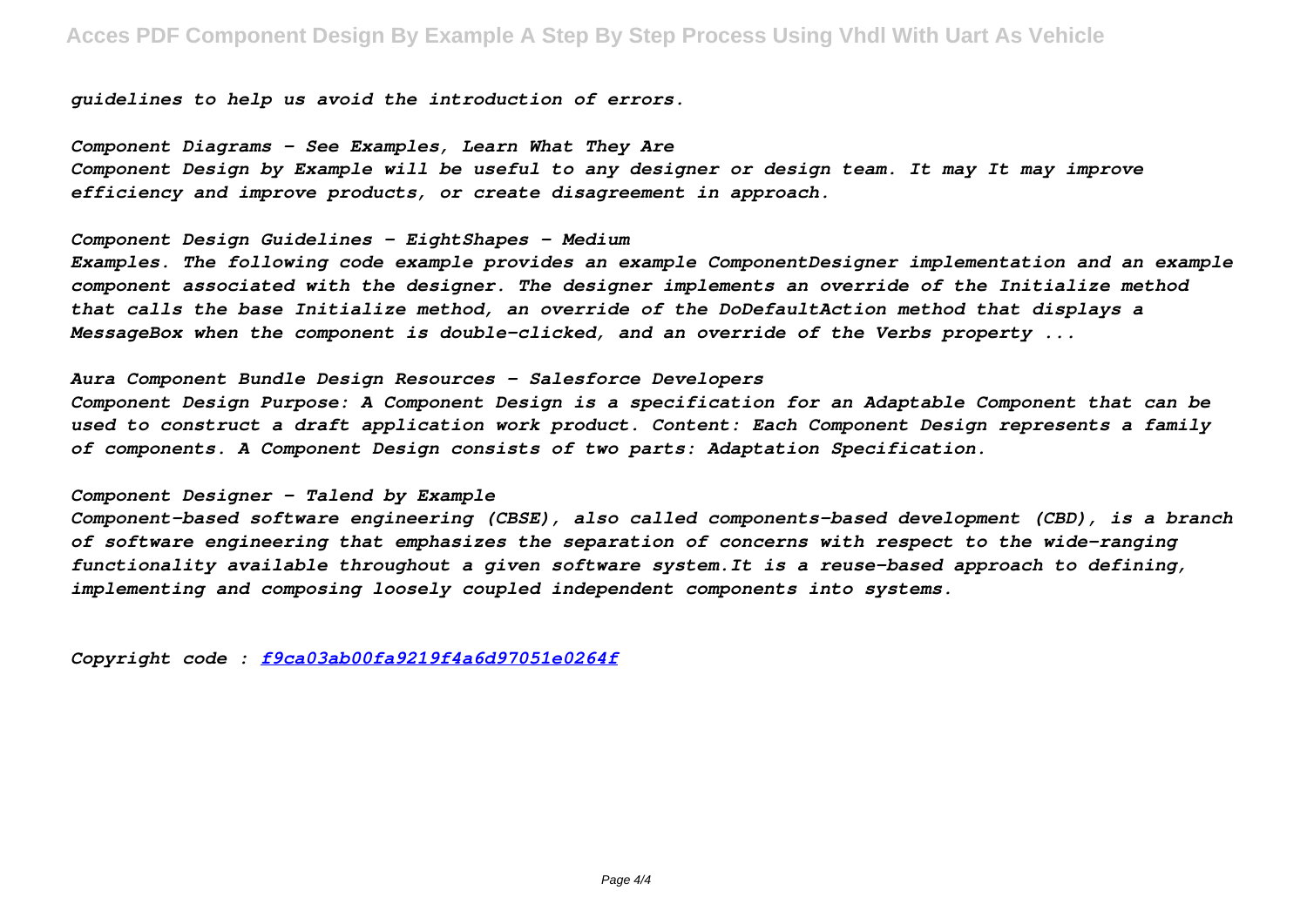*guidelines to help us avoid the introduction of errors.*

*Component Diagrams - See Examples, Learn What They Are*

*Component Design by Example will be useful to any designer or design team. It may It may improve efficiency and improve products, or create disagreement in approach.*

*Component Design Guidelines - EightShapes - Medium*

*Examples. The following code example provides an example ComponentDesigner implementation and an example component associated with the designer. The designer implements an override of the Initialize method that calls the base Initialize method, an override of the DoDefaultAction method that displays a MessageBox when the component is double-clicked, and an override of the Verbs property ...*

*Aura Component Bundle Design Resources - Salesforce Developers*

*Component Design Purpose: A Component Design is a specification for an Adaptable Component that can be used to construct a draft application work product. Content: Each Component Design represents a family of components. A Component Design consists of two parts: Adaptation Specification.*

*Component Designer - Talend by Example*

*Component-based software engineering (CBSE), also called components-based development (CBD), is a branch of software engineering that emphasizes the separation of concerns with respect to the wide-ranging functionality available throughout a given software system.It is a reuse-based approach to defining, implementing and composing loosely coupled independent components into systems.*

*Copyright code : f9ca03ab00fa9219f4a6d97051e0264f*